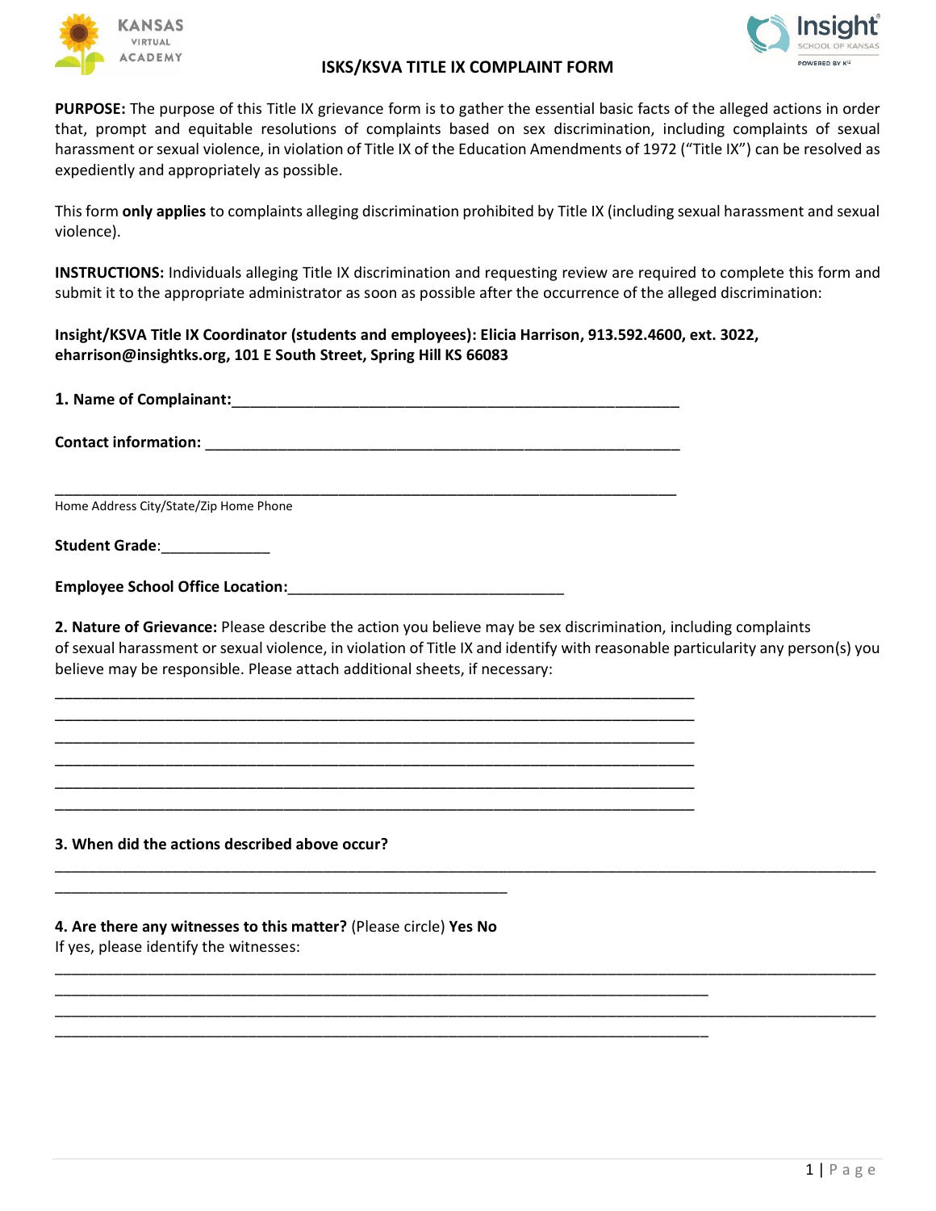# ISKS/KSVA TITLE IX COMPLAINT FORM

**PURPOSE:** The purpose of this Title IX grievance form is to gather the essential basic facts of the alleged actions in order that, prompt and equitable resolutions of complaints based on sex discrimination, including complaints of sexual harassment or sexual violence, in violation of Title IX of the Education Amendments of 1972 ("Title IX") can be resolved as expediently and appropriately as possible.

This form **only applies** to complaints alleging discrimination prohibited by Title IX (including sexual harassment and sexual violence).

**INSTRUCTIONS:** Individuals alleging Title IX discrimination and requesting review are required to complete this form and submit it to the appropriate administrator as soon as possible after the occurrence of the alleged discrimination:

**Insight/KSVA Title IX Coordinator (students and employees): Elicia Harrison, 913.592.4600, ext. 3022, eharrison@insightks.org, 101 E South Street, Spring Hill KS 66083**

**1. Name of Complainant:**_______________________________________________________

**Contact information:** __________________________________________________________

_____________________________________________________________________________
Home Address City/State/Zip Home Phone

**Student Grade**:_____________

**Employee School Office Location:**_________________________________

**2. Nature of Grievance:** Please describe the action you believe may be sex discrimination, including complaints of sexual harassment or sexual violence, in violation of Title IX and identify with reasonable particularity any person(s) you believe may be responsible. Please attach additional sheets, if necessary:

_____________________________________________________________________________
_____________________________________________________________________________
_____________________________________________________________________________
_____________________________________________________________________________
_____________________________________________________________________________
_____________________________________________________________________________

**3. When did the actions described above occur?**

_____________________________________________________________________________
_______________________________________________________

**4. Are there any witnesses to this matter?** (Please circle) **Yes No**

If yes, please identify the witnesses:

_____________________________________________________________________________
_____________________________________________________________________________
_____________________________________________________________________________
_____________________________________________________________________________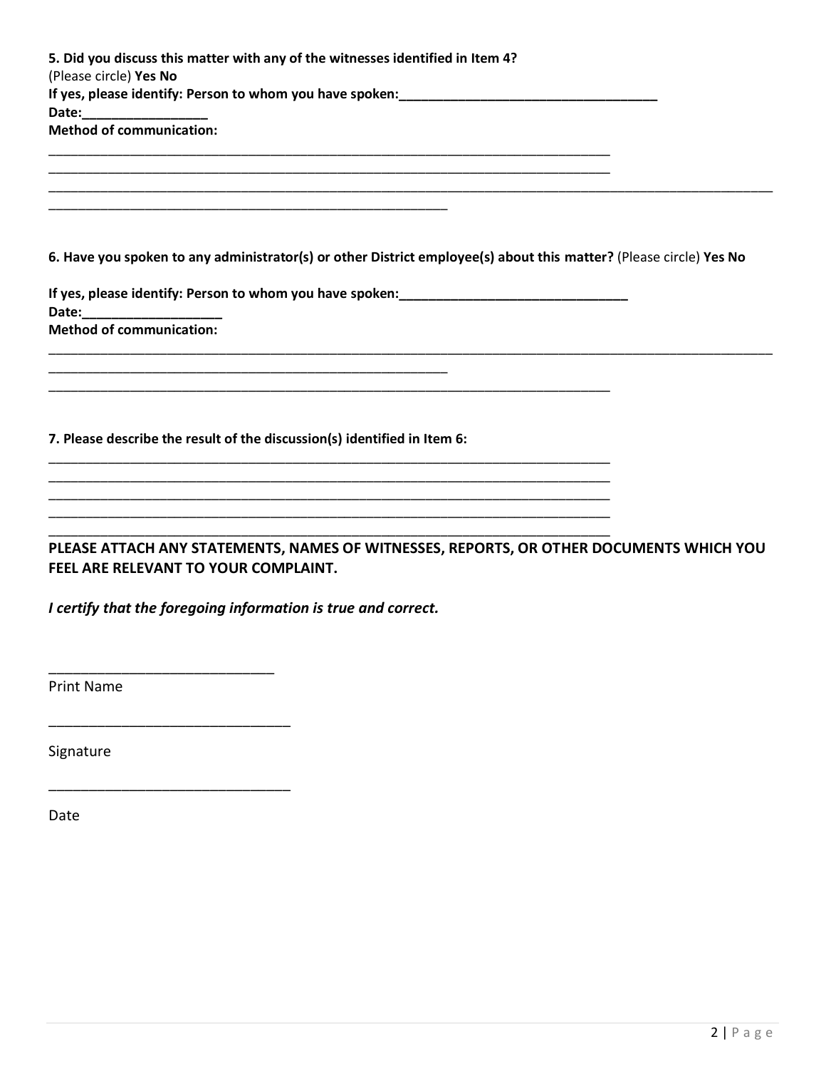**5. Did you discuss this matter with any of the witnesses identified in Item 4?**
(Please circle) **Yes No**
**If yes, please identify: Person to whom you have spoken:____________________________________**
**Date:_________________**
**Method of communication:**

________________________________________________________________________________
________________________________________________________________________________
________________________________________________________________________________________________________
_________________________________________________________

**6. Have you spoken to any administrator(s) or other District employee(s) about this matter?** (Please circle) **Yes No**

**If yes, please identify: Person to whom you have spoken:________________________________**
**Date:___________________**
**Method of communication:**

________________________________________________________________________________________________________
_________________________________________________________
________________________________________________________________________________

**7. Please describe the result of the discussion(s) identified in Item 6:**

________________________________________________________________________________
________________________________________________________________________________
________________________________________________________________________________
________________________________________________________________________________
________________________________________________________________________________

**PLEASE ATTACH ANY STATEMENTS, NAMES OF WITNESSES, REPORTS, OR OTHER DOCUMENTS WHICH YOU FEEL ARE RELEVANT TO YOUR COMPLAINT.**

***I certify that the foregoing information is true and correct.***

_____________________________
Print Name

_______________________________
Signature

_______________________________
Date